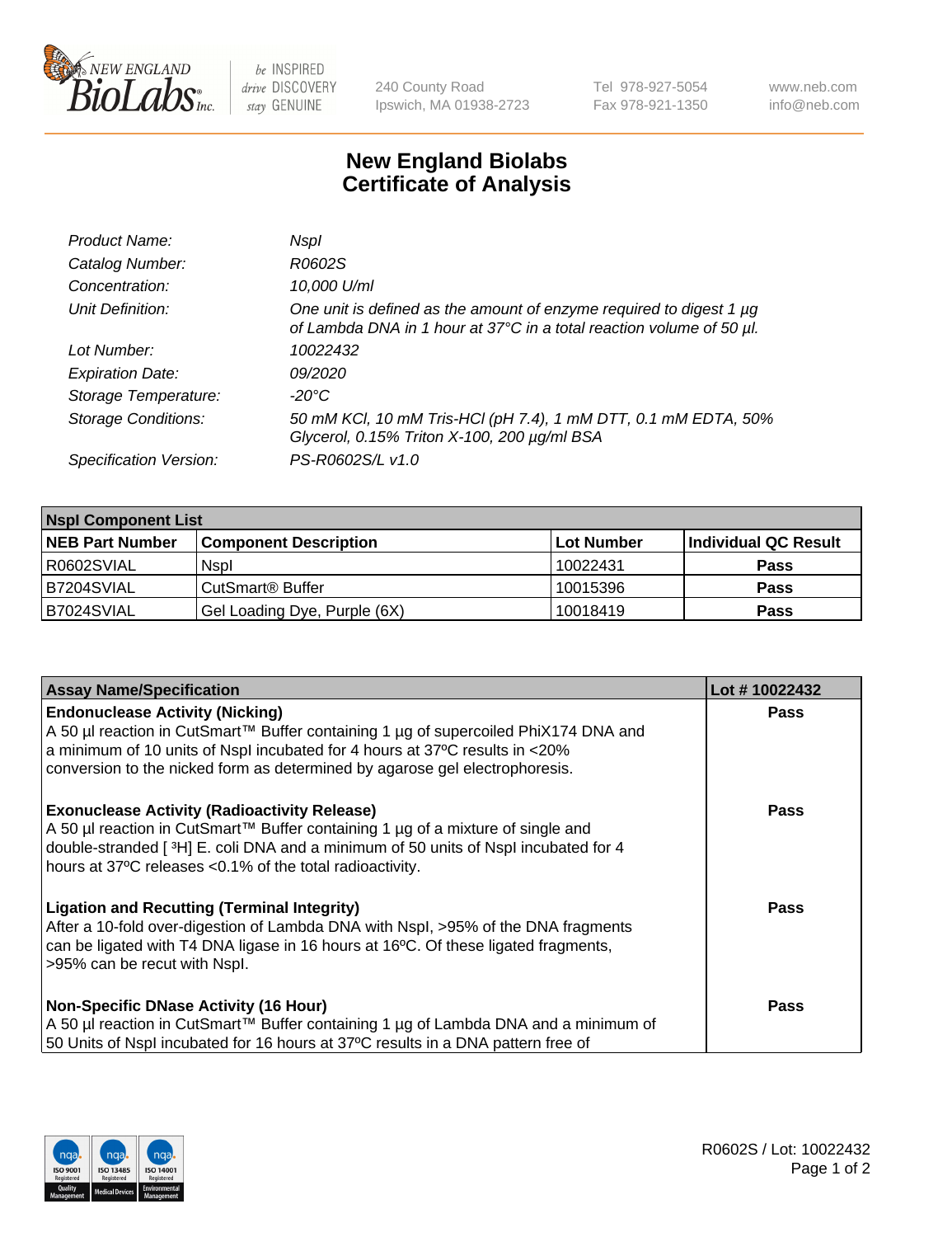# New England Biolabs Certificate of Analysis

| | |
|---|---|
| *Product Name:* | *NspI* |
| *Catalog Number:* | *R0602S* |
| *Concentration:* | *10,000 U/ml* |
| *Unit Definition:* | *One unit is defined as the amount of enzyme required to digest 1 µg of Lambda DNA in 1 hour at 37°C in a total reaction volume of 50 µl.* |
| *Lot Number:* | *10022432* |
| *Expiration Date:* | *09/2020* |
| *Storage Temperature:* | *-20°C* |
| *Storage Conditions:* | *50 mM KCl, 10 mM Tris-HCl (pH 7.4), 1 mM DTT, 0.1 mM EDTA, 50% Glycerol, 0.15% Triton X-100, 200 µg/ml BSA* |
| *Specification Version:* | *PS-R0602S/L v1.0* |

| **NspI Component List** | | | |
|---|---|---|---|
| **NEB Part Number** | **Component Description** | **Lot Number** | **Individual QC Result** |
| R0602SVIAL | NspI | 10022431 | **Pass** |
| B7204SVIAL | CutSmart® Buffer | 10015396 | **Pass** |
| B7024SVIAL | Gel Loading Dye, Purple (6X) | 10018419 | **Pass** |

| **Assay Name/Specification** | **Lot # 10022432** |
|---|---|
| **Endonuclease Activity (Nicking)**<br>A 50 µl reaction in CutSmart™ Buffer containing 1 µg of supercoiled PhiX174 DNA and a minimum of 10 units of NspI incubated for 4 hours at 37ºC results in <20% conversion to the nicked form as determined by agarose gel electrophoresis. | **Pass** |
| **Exonuclease Activity (Radioactivity Release)**<br>A 50 µl reaction in CutSmart™ Buffer containing 1 µg of a mixture of single and double-stranded [ $^{3}$H] E. coli DNA and a minimum of 50 units of NspI incubated for 4 hours at 37ºC releases <0.1% of the total radioactivity. | **Pass** |
| **Ligation and Recutting (Terminal Integrity)**<br>After a 10-fold over-digestion of Lambda DNA with NspI, >95% of the DNA fragments can be ligated with T4 DNA ligase in 16 hours at 16ºC. Of these ligated fragments, >95% can be recut with NspI. | **Pass** |
| **Non-Specific DNase Activity (16 Hour)**<br>A 50 µl reaction in CutSmart™ Buffer containing 1 µg of Lambda DNA and a minimum of 50 Units of NspI incubated for 16 hours at 37ºC results in a DNA pattern free of | **Pass** |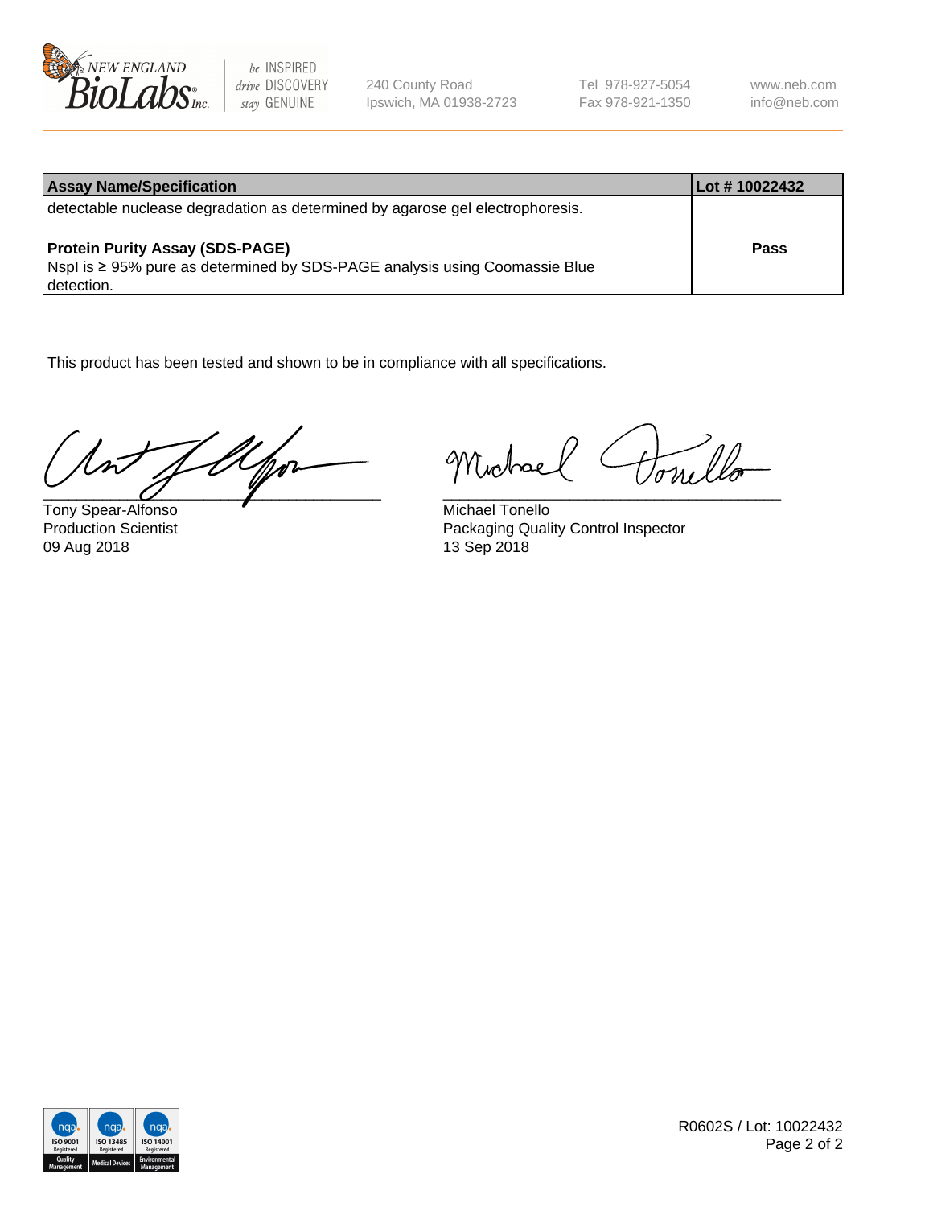New England BioLabs Inc. — be INSPIRED drive DISCOVERY stay GENUINE

240 County Road
Ipswich, MA 01938-2723

Tel 978-927-5054
Fax 978-921-1350

www.neb.com
info@neb.com

| Assay Name/Specification | Lot # 10022432 |
|---|---|
| detectable nuclease degradation as determined by agarose gel electrophoresis. | |
| **Protein Purity Assay (SDS-PAGE)**<br>NspI is ≥ 95% pure as determined by SDS-PAGE analysis using Coomassie Blue detection. | **Pass** |

This product has been tested and shown to be in compliance with all specifications.

Tony Spear-Alfonso
Production Scientist
09 Aug 2018

Michael Tonello
Packaging Quality Control Inspector
13 Sep 2018

R0602S / Lot: 10022432